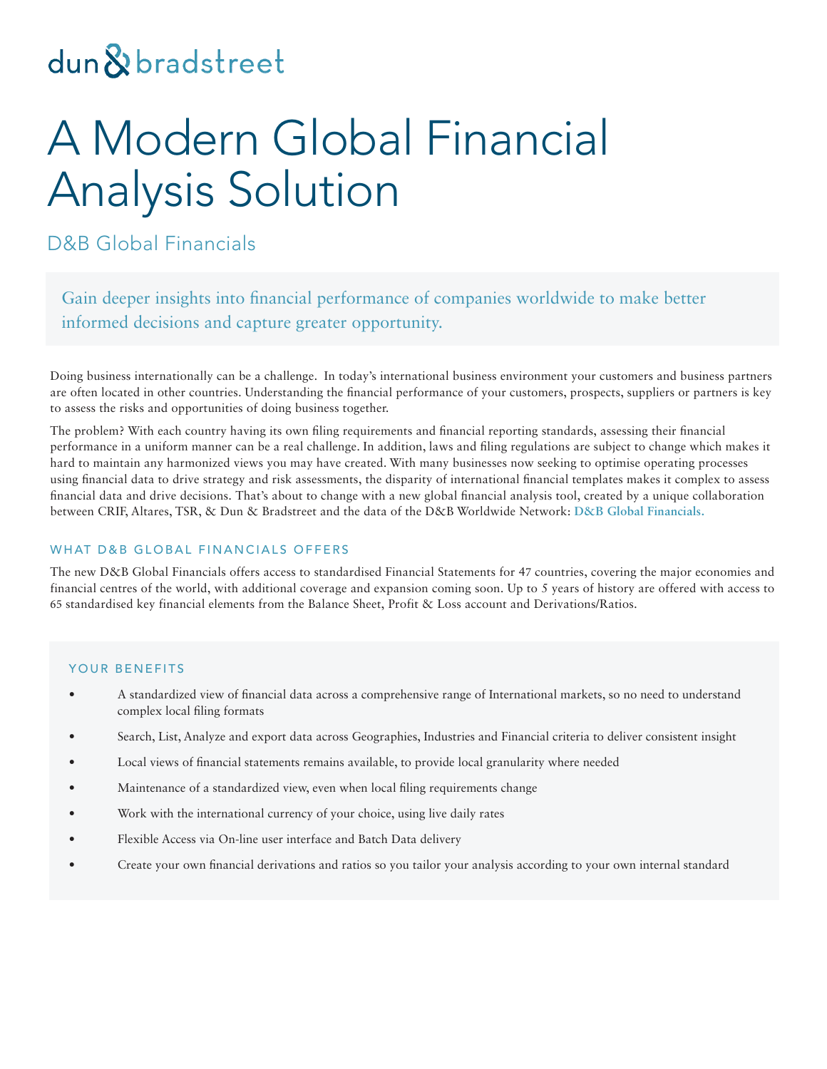dun & bradstreet

# A Modern Global Financial Analysis Solution

## D&B Global Financials

Gain deeper insights into financial performance of companies worldwide to make better informed decisions and capture greater opportunity.

Doing business internationally can be a challenge. In today's international business environment your customers and business partners are often located in other countries. Understanding the financial performance of your customers, prospects, suppliers or partners is key to assess the risks and opportunities of doing business together.

The problem? With each country having its own filing requirements and financial reporting standards, assessing their financial performance in a uniform manner can be a real challenge. In addition, laws and filing regulations are subject to change which makes it hard to maintain any harmonized views you may have created. With many businesses now seeking to optimise operating processes using financial data to drive strategy and risk assessments, the disparity of international financial templates makes it complex to assess financial data and drive decisions. That's about to change with a new global financial analysis tool, created by a unique collaboration between CRIF, Altares, TSR, & Dun & Bradstreet and the data of the D&B Worldwide Network: **D&B Global Financials.**

### WHAT D&B GLOBAL FINANCIALS OFFERS

The new D&B Global Financials offers access to standardised Financial Statements for 47 countries, covering the major economies and financial centres of the world, with additional coverage and expansion coming soon. Up to 5 years of history are offered with access to 65 standardised key financial elements from the Balance Sheet, Profit & Loss account and Derivations/Ratios.

### YOUR BENEFITS

- A standardized view of financial data across a comprehensive range of International markets, so no need to understand complex local filing formats
- Search, List, Analyze and export data across Geographies, Industries and Financial criteria to deliver consistent insight
- Local views of financial statements remains available, to provide local granularity where needed
- Maintenance of a standardized view, even when local filing requirements change
- Work with the international currency of your choice, using live daily rates
- Flexible Access via On-line user interface and Batch Data delivery
- Create your own financial derivations and ratios so you tailor your analysis according to your own internal standard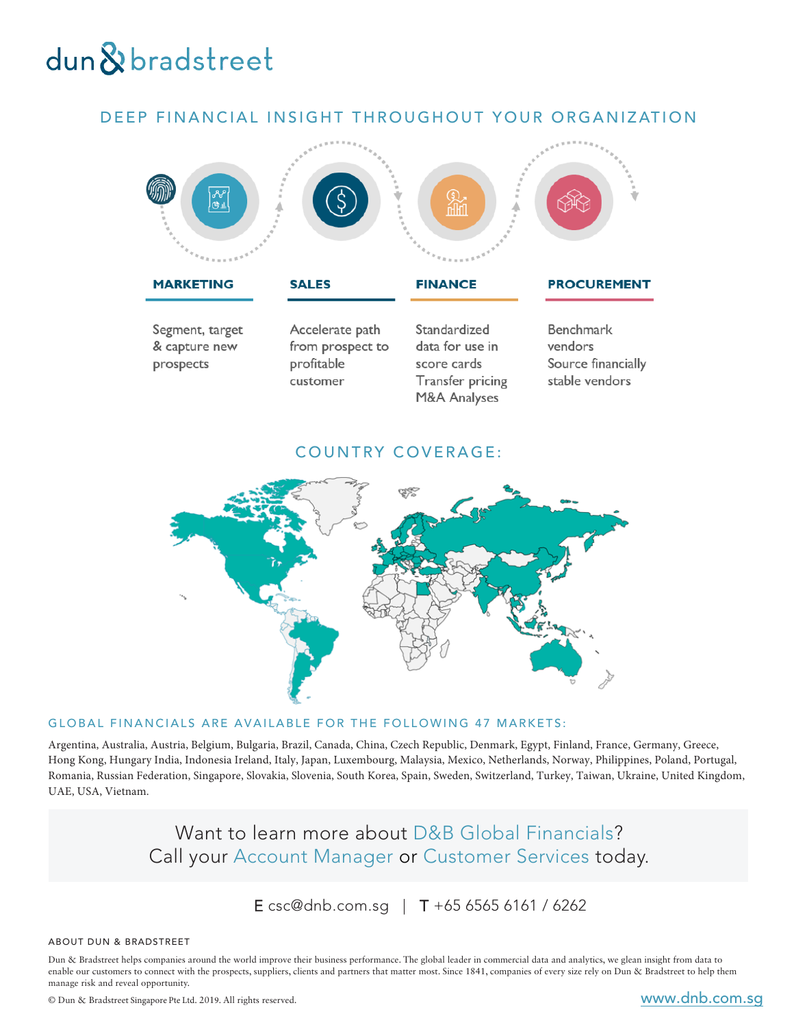dun & bradstreet

## DEEP FINANCIAL INSIGHT THROUGHOUT YOUR ORGANIZATION

### MARKETING

Segment, target & capture new prospects

### SALES

Accelerate path from prospect to profitable customer

### FINANCE

Standardized data for use in score cards
Transfer pricing
M&A Analyses

### PROCUREMENT

Benchmark vendors
Source financially stable vendors

## COUNTRY COVERAGE:

### GLOBAL FINANCIALS ARE AVAILABLE FOR THE FOLLOWING 47 MARKETS:

Argentina, Australia, Austria, Belgium, Bulgaria, Brazil, Canada, China, Czech Republic, Denmark, Egypt, Finland, France, Germany, Greece, Hong Kong, Hungary India, Indonesia Ireland, Italy, Japan, Luxembourg, Malaysia, Mexico, Netherlands, Norway, Philippines, Poland, Portugal, Romania, Russian Federation, Singapore, Slovakia, Slovenia, South Korea, Spain, Sweden, Switzerland, Turkey, Taiwan, Ukraine, United Kingdom, UAE, USA, Vietnam.

Want to learn more about D&B Global Financials?
Call your Account Manager or Customer Services today.

E csc@dnb.com.sg | T +65 6565 6161 / 6262

ABOUT DUN & BRADSTREET

Dun & Bradstreet helps companies around the world improve their business performance. The global leader in commercial data and analytics, we glean insight from data to enable our customers to connect with the prospects, suppliers, clients and partners that matter most. Since 1841, companies of every size rely on Dun & Bradstreet to help them manage risk and reveal opportunity.

© Dun & Bradstreet Singapore Pte Ltd. 2019. All rights reserved.

www.dnb.com.sg